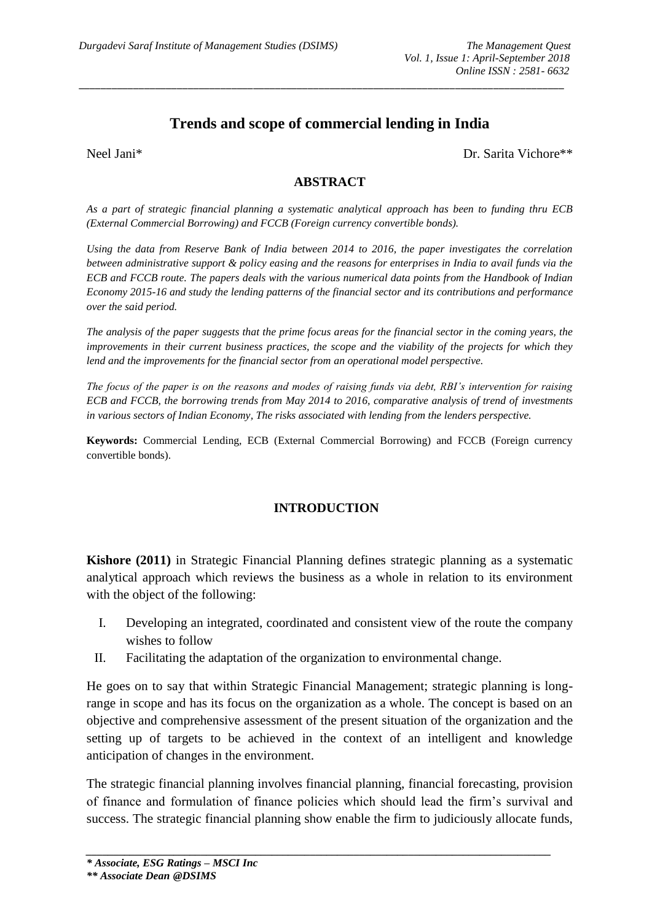# Trends and scope of commercial lending in India

Neel Jani* Dr. Sarita Vichore**

## ABSTRACT

*As a part of strategic financial planning a systematic analytical approach has been to funding thru ECB (External Commercial Borrowing) and FCCB (Foreign currency convertible bonds).*

*Using the data from Reserve Bank of India between 2014 to 2016, the paper investigates the correlation between administrative support & policy easing and the reasons for enterprises in India to avail funds via the ECB and FCCB route. The papers deals with the various numerical data points from the Handbook of Indian Economy 2015-16 and study the lending patterns of the financial sector and its contributions and performance over the said period.*

*The analysis of the paper suggests that the prime focus areas for the financial sector in the coming years, the improvements in their current business practices, the scope and the viability of the projects for which they lend and the improvements for the financial sector from an operational model perspective.*

*The focus of the paper is on the reasons and modes of raising funds via debt, RBI's intervention for raising ECB and FCCB, the borrowing trends from May 2014 to 2016, comparative analysis of trend of investments in various sectors of Indian Economy, The risks associated with lending from the lenders perspective.*

**Keywords:** Commercial Lending, ECB (External Commercial Borrowing) and FCCB (Foreign currency convertible bonds).

## INTRODUCTION

**Kishore (2011)** in Strategic Financial Planning defines strategic planning as a systematic analytical approach which reviews the business as a whole in relation to its environment with the object of the following:

I. Developing an integrated, coordinated and consistent view of the route the company wishes to follow
II. Facilitating the adaptation of the organization to environmental change.

He goes on to say that within Strategic Financial Management; strategic planning is long-range in scope and has its focus on the organization as a whole. The concept is based on an objective and comprehensive assessment of the present situation of the organization and the setting up of targets to be achieved in the context of an intelligent and knowledge anticipation of changes in the environment.

The strategic financial planning involves financial planning, financial forecasting, provision of finance and formulation of finance policies which should lead the firm's survival and success. The strategic financial planning show enable the firm to judiciously allocate funds,

*\* Associate, ESG Ratings – MSCI Inc*
*\*\* Associate Dean @DSIMS*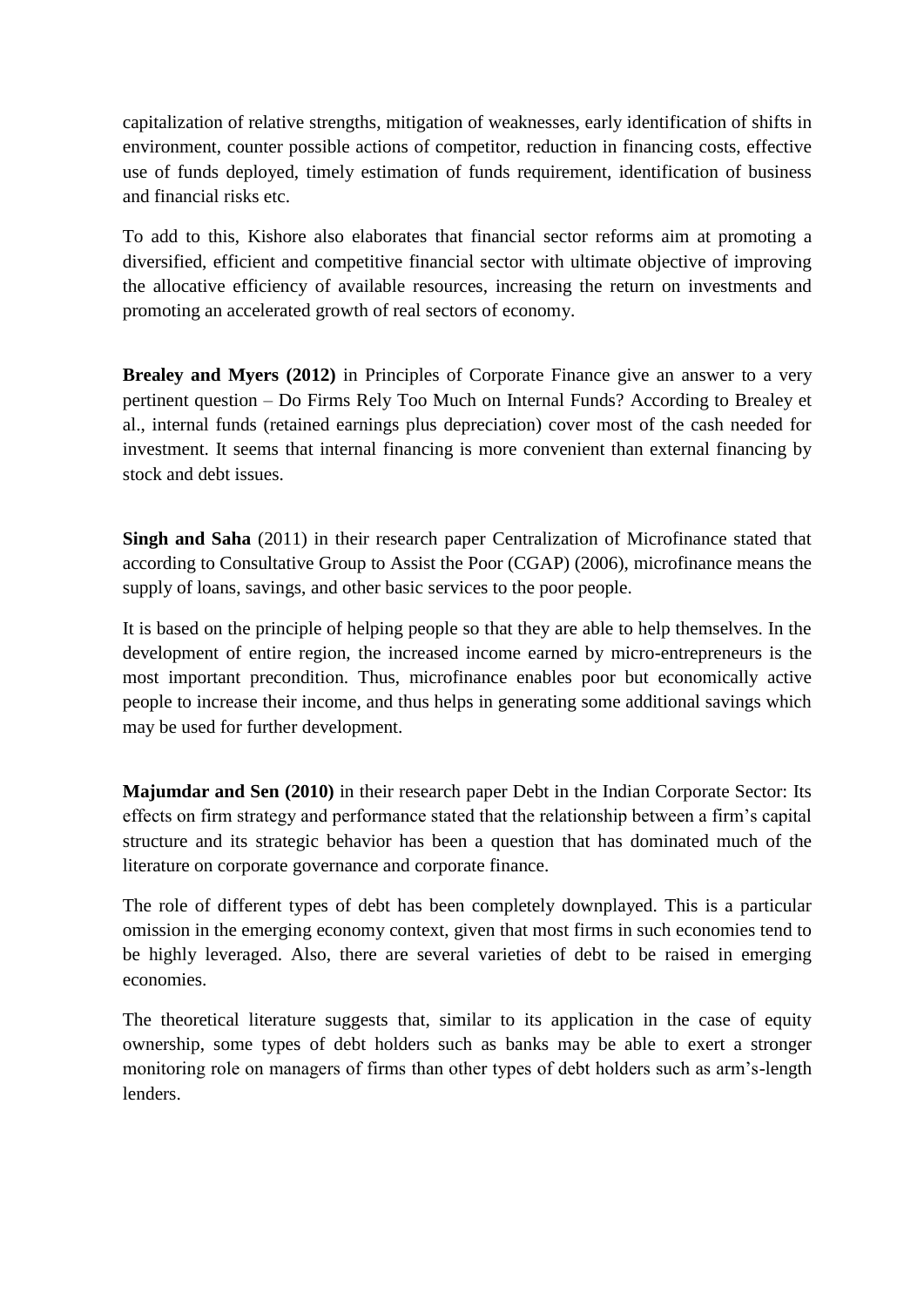capitalization of relative strengths, mitigation of weaknesses, early identification of shifts in environment, counter possible actions of competitor, reduction in financing costs, effective use of funds deployed, timely estimation of funds requirement, identification of business and financial risks etc.

To add to this, Kishore also elaborates that financial sector reforms aim at promoting a diversified, efficient and competitive financial sector with ultimate objective of improving the allocative efficiency of available resources, increasing the return on investments and promoting an accelerated growth of real sectors of economy.

**Brealey and Myers (2012)** in Principles of Corporate Finance give an answer to a very pertinent question – Do Firms Rely Too Much on Internal Funds? According to Brealey et al., internal funds (retained earnings plus depreciation) cover most of the cash needed for investment. It seems that internal financing is more convenient than external financing by stock and debt issues.

**Singh and Saha** (2011) in their research paper Centralization of Microfinance stated that according to Consultative Group to Assist the Poor (CGAP) (2006), microfinance means the supply of loans, savings, and other basic services to the poor people.

It is based on the principle of helping people so that they are able to help themselves. In the development of entire region, the increased income earned by micro-entrepreneurs is the most important precondition. Thus, microfinance enables poor but economically active people to increase their income, and thus helps in generating some additional savings which may be used for further development.

**Majumdar and Sen (2010)** in their research paper Debt in the Indian Corporate Sector: Its effects on firm strategy and performance stated that the relationship between a firm's capital structure and its strategic behavior has been a question that has dominated much of the literature on corporate governance and corporate finance.

The role of different types of debt has been completely downplayed. This is a particular omission in the emerging economy context, given that most firms in such economies tend to be highly leveraged. Also, there are several varieties of debt to be raised in emerging economies.

The theoretical literature suggests that, similar to its application in the case of equity ownership, some types of debt holders such as banks may be able to exert a stronger monitoring role on managers of firms than other types of debt holders such as arm's-length lenders.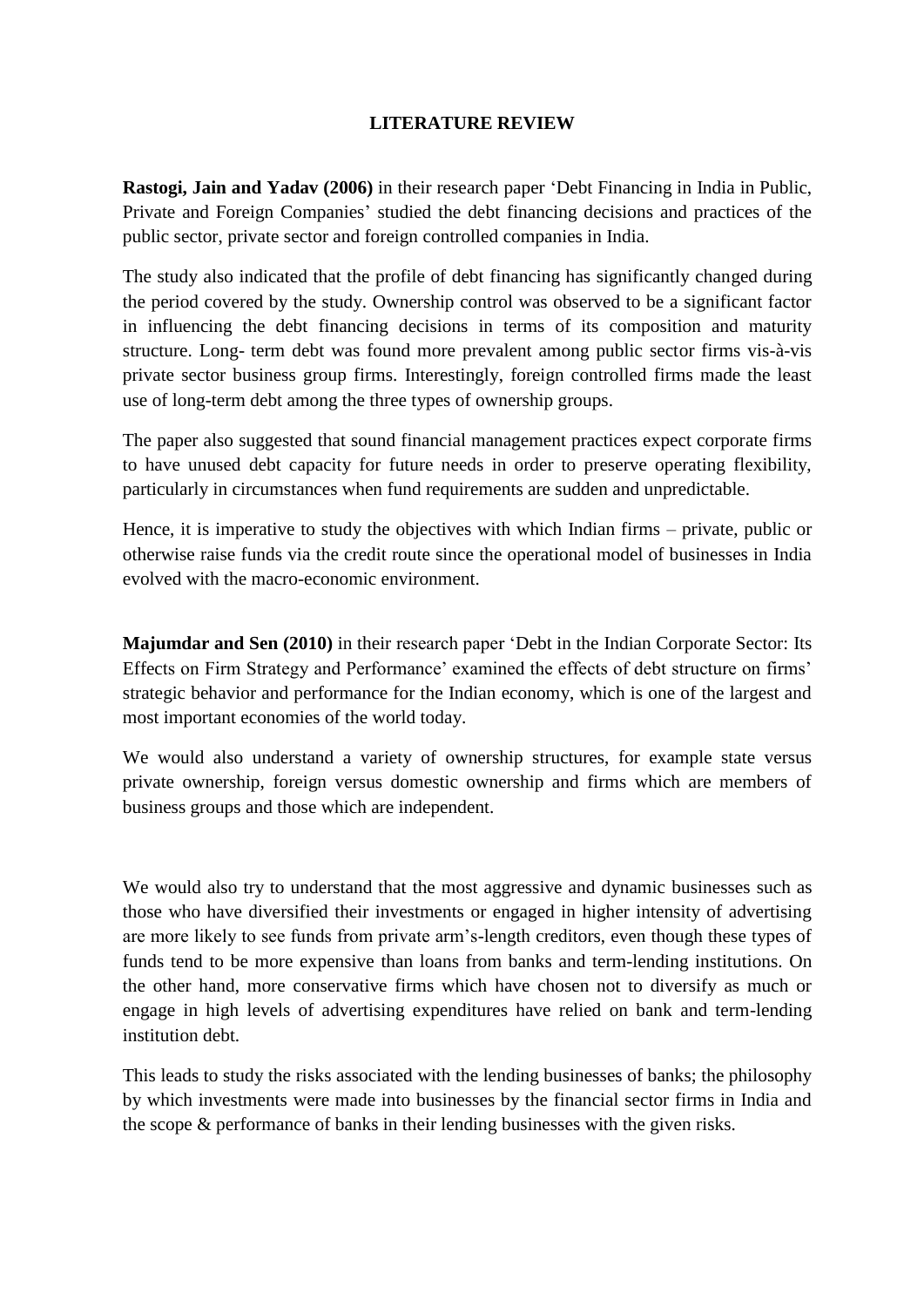# LITERATURE REVIEW

**Rastogi, Jain and Yadav (2006)** in their research paper 'Debt Financing in India in Public, Private and Foreign Companies' studied the debt financing decisions and practices of the public sector, private sector and foreign controlled companies in India.

The study also indicated that the profile of debt financing has significantly changed during the period covered by the study. Ownership control was observed to be a significant factor in influencing the debt financing decisions in terms of its composition and maturity structure. Long- term debt was found more prevalent among public sector firms vis-à-vis private sector business group firms. Interestingly, foreign controlled firms made the least use of long-term debt among the three types of ownership groups.

The paper also suggested that sound financial management practices expect corporate firms to have unused debt capacity for future needs in order to preserve operating flexibility, particularly in circumstances when fund requirements are sudden and unpredictable.

Hence, it is imperative to study the objectives with which Indian firms – private, public or otherwise raise funds via the credit route since the operational model of businesses in India evolved with the macro-economic environment.

**Majumdar and Sen (2010)** in their research paper 'Debt in the Indian Corporate Sector: Its Effects on Firm Strategy and Performance' examined the effects of debt structure on firms' strategic behavior and performance for the Indian economy, which is one of the largest and most important economies of the world today.

We would also understand a variety of ownership structures, for example state versus private ownership, foreign versus domestic ownership and firms which are members of business groups and those which are independent.

We would also try to understand that the most aggressive and dynamic businesses such as those who have diversified their investments or engaged in higher intensity of advertising are more likely to see funds from private arm's-length creditors, even though these types of funds tend to be more expensive than loans from banks and term-lending institutions. On the other hand, more conservative firms which have chosen not to diversify as much or engage in high levels of advertising expenditures have relied on bank and term-lending institution debt.

This leads to study the risks associated with the lending businesses of banks; the philosophy by which investments were made into businesses by the financial sector firms in India and the scope & performance of banks in their lending businesses with the given risks.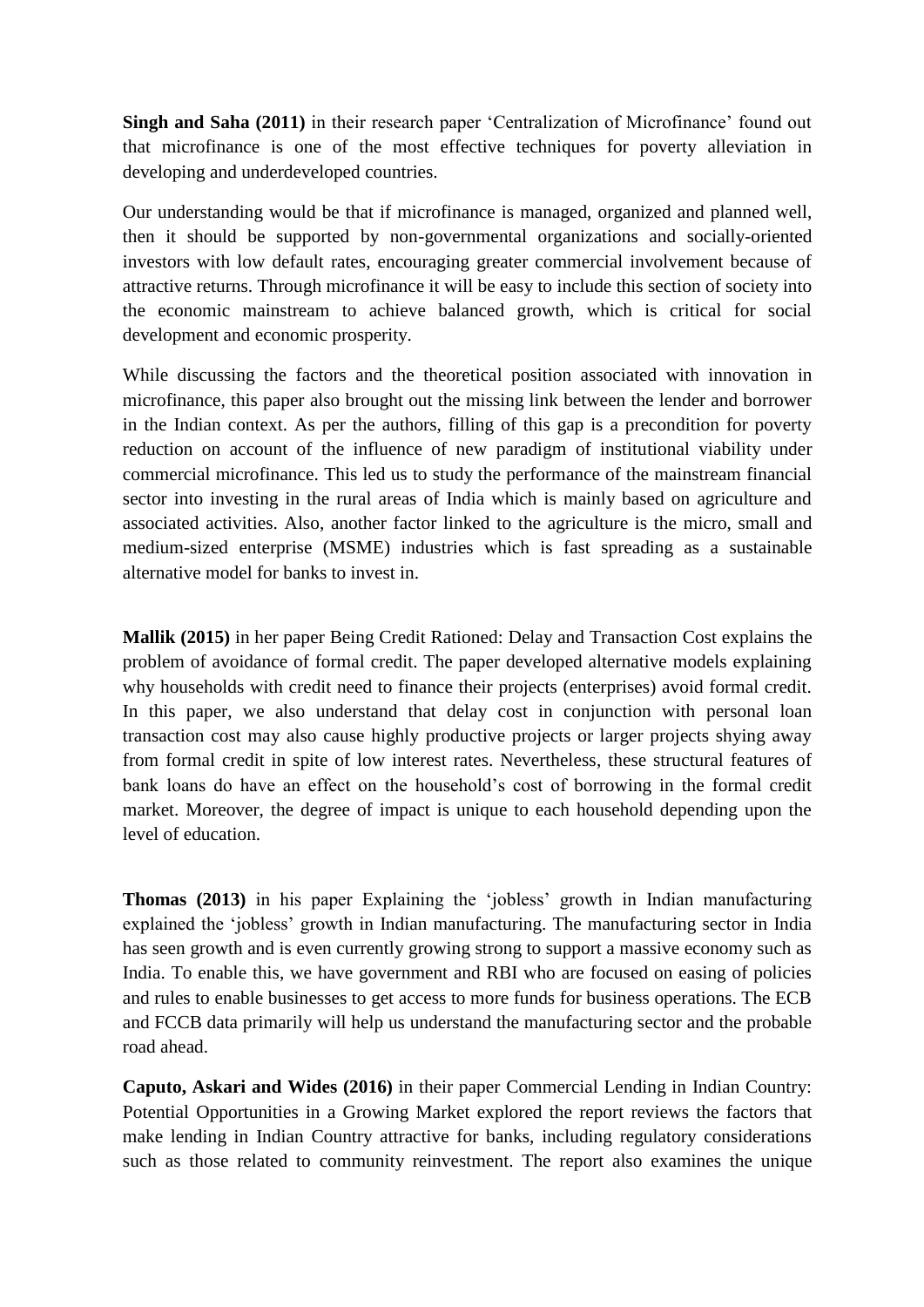**Singh and Saha (2011)** in their research paper 'Centralization of Microfinance' found out that microfinance is one of the most effective techniques for poverty alleviation in developing and underdeveloped countries.

Our understanding would be that if microfinance is managed, organized and planned well, then it should be supported by non-governmental organizations and socially-oriented investors with low default rates, encouraging greater commercial involvement because of attractive returns. Through microfinance it will be easy to include this section of society into the economic mainstream to achieve balanced growth, which is critical for social development and economic prosperity.

While discussing the factors and the theoretical position associated with innovation in microfinance, this paper also brought out the missing link between the lender and borrower in the Indian context. As per the authors, filling of this gap is a precondition for poverty reduction on account of the influence of new paradigm of institutional viability under commercial microfinance. This led us to study the performance of the mainstream financial sector into investing in the rural areas of India which is mainly based on agriculture and associated activities. Also, another factor linked to the agriculture is the micro, small and medium-sized enterprise (MSME) industries which is fast spreading as a sustainable alternative model for banks to invest in.

**Mallik (2015)** in her paper Being Credit Rationed: Delay and Transaction Cost explains the problem of avoidance of formal credit. The paper developed alternative models explaining why households with credit need to finance their projects (enterprises) avoid formal credit. In this paper, we also understand that delay cost in conjunction with personal loan transaction cost may also cause highly productive projects or larger projects shying away from formal credit in spite of low interest rates. Nevertheless, these structural features of bank loans do have an effect on the household's cost of borrowing in the formal credit market. Moreover, the degree of impact is unique to each household depending upon the level of education.

**Thomas (2013)** in his paper Explaining the 'jobless' growth in Indian manufacturing explained the 'jobless' growth in Indian manufacturing. The manufacturing sector in India has seen growth and is even currently growing strong to support a massive economy such as India. To enable this, we have government and RBI who are focused on easing of policies and rules to enable businesses to get access to more funds for business operations. The ECB and FCCB data primarily will help us understand the manufacturing sector and the probable road ahead.

**Caputo, Askari and Wides (2016)** in their paper Commercial Lending in Indian Country: Potential Opportunities in a Growing Market explored the report reviews the factors that make lending in Indian Country attractive for banks, including regulatory considerations such as those related to community reinvestment. The report also examines the unique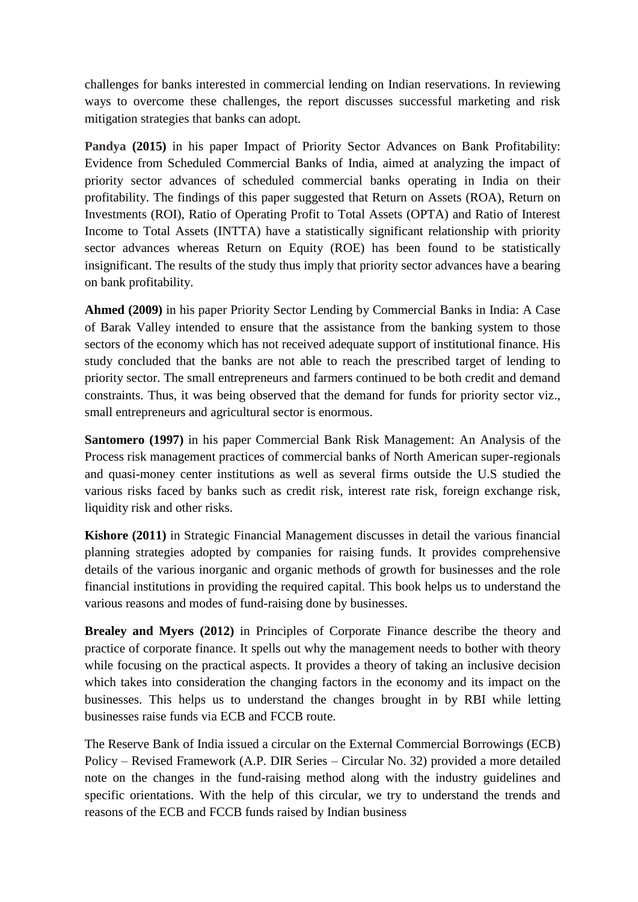challenges for banks interested in commercial lending on Indian reservations. In reviewing ways to overcome these challenges, the report discusses successful marketing and risk mitigation strategies that banks can adopt.

**Pandya (2015)** in his paper Impact of Priority Sector Advances on Bank Profitability: Evidence from Scheduled Commercial Banks of India, aimed at analyzing the impact of priority sector advances of scheduled commercial banks operating in India on their profitability. The findings of this paper suggested that Return on Assets (ROA), Return on Investments (ROI), Ratio of Operating Profit to Total Assets (OPTA) and Ratio of Interest Income to Total Assets (INTTA) have a statistically significant relationship with priority sector advances whereas Return on Equity (ROE) has been found to be statistically insignificant. The results of the study thus imply that priority sector advances have a bearing on bank profitability.

**Ahmed (2009)** in his paper Priority Sector Lending by Commercial Banks in India: A Case of Barak Valley intended to ensure that the assistance from the banking system to those sectors of the economy which has not received adequate support of institutional finance. His study concluded that the banks are not able to reach the prescribed target of lending to priority sector. The small entrepreneurs and farmers continued to be both credit and demand constraints. Thus, it was being observed that the demand for funds for priority sector viz., small entrepreneurs and agricultural sector is enormous.

**Santomero (1997)** in his paper Commercial Bank Risk Management: An Analysis of the Process risk management practices of commercial banks of North American super-regionals and quasi-money center institutions as well as several firms outside the U.S studied the various risks faced by banks such as credit risk, interest rate risk, foreign exchange risk, liquidity risk and other risks.

**Kishore (2011)** in Strategic Financial Management discusses in detail the various financial planning strategies adopted by companies for raising funds. It provides comprehensive details of the various inorganic and organic methods of growth for businesses and the role financial institutions in providing the required capital. This book helps us to understand the various reasons and modes of fund-raising done by businesses.

**Brealey and Myers (2012)** in Principles of Corporate Finance describe the theory and practice of corporate finance. It spells out why the management needs to bother with theory while focusing on the practical aspects. It provides a theory of taking an inclusive decision which takes into consideration the changing factors in the economy and its impact on the businesses. This helps us to understand the changes brought in by RBI while letting businesses raise funds via ECB and FCCB route.

The Reserve Bank of India issued a circular on the External Commercial Borrowings (ECB) Policy – Revised Framework (A.P. DIR Series – Circular No. 32) provided a more detailed note on the changes in the fund-raising method along with the industry guidelines and specific orientations. With the help of this circular, we try to understand the trends and reasons of the ECB and FCCB funds raised by Indian business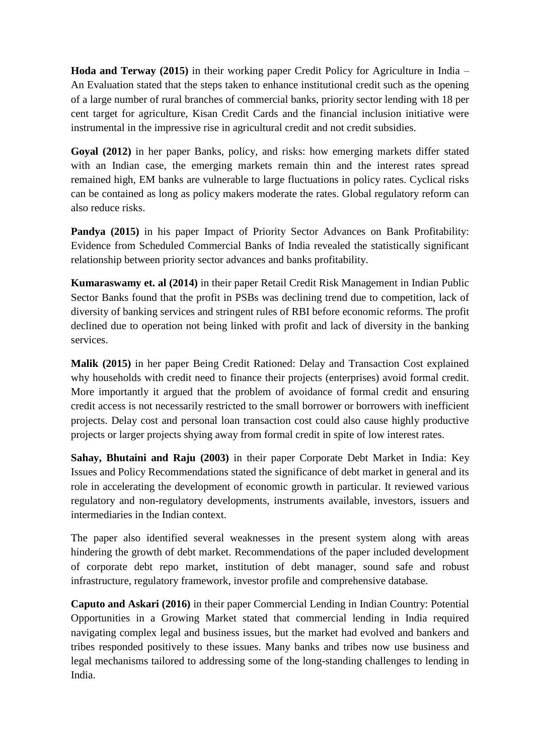**Hoda and Terway (2015)** in their working paper Credit Policy for Agriculture in India – An Evaluation stated that the steps taken to enhance institutional credit such as the opening of a large number of rural branches of commercial banks, priority sector lending with 18 per cent target for agriculture, Kisan Credit Cards and the financial inclusion initiative were instrumental in the impressive rise in agricultural credit and not credit subsidies.

**Goyal (2012)** in her paper Banks, policy, and risks: how emerging markets differ stated with an Indian case, the emerging markets remain thin and the interest rates spread remained high, EM banks are vulnerable to large fluctuations in policy rates. Cyclical risks can be contained as long as policy makers moderate the rates. Global regulatory reform can also reduce risks.

**Pandya (2015)** in his paper Impact of Priority Sector Advances on Bank Profitability: Evidence from Scheduled Commercial Banks of India revealed the statistically significant relationship between priority sector advances and banks profitability.

**Kumaraswamy et. al (2014)** in their paper Retail Credit Risk Management in Indian Public Sector Banks found that the profit in PSBs was declining trend due to competition, lack of diversity of banking services and stringent rules of RBI before economic reforms. The profit declined due to operation not being linked with profit and lack of diversity in the banking services.

**Malik (2015)** in her paper Being Credit Rationed: Delay and Transaction Cost explained why households with credit need to finance their projects (enterprises) avoid formal credit. More importantly it argued that the problem of avoidance of formal credit and ensuring credit access is not necessarily restricted to the small borrower or borrowers with inefficient projects. Delay cost and personal loan transaction cost could also cause highly productive projects or larger projects shying away from formal credit in spite of low interest rates.

**Sahay, Bhutaini and Raju (2003)** in their paper Corporate Debt Market in India: Key Issues and Policy Recommendations stated the significance of debt market in general and its role in accelerating the development of economic growth in particular. It reviewed various regulatory and non-regulatory developments, instruments available, investors, issuers and intermediaries in the Indian context.

The paper also identified several weaknesses in the present system along with areas hindering the growth of debt market. Recommendations of the paper included development of corporate debt repo market, institution of debt manager, sound safe and robust infrastructure, regulatory framework, investor profile and comprehensive database.

**Caputo and Askari (2016)** in their paper Commercial Lending in Indian Country: Potential Opportunities in a Growing Market stated that commercial lending in India required navigating complex legal and business issues, but the market had evolved and bankers and tribes responded positively to these issues. Many banks and tribes now use business and legal mechanisms tailored to addressing some of the long-standing challenges to lending in India.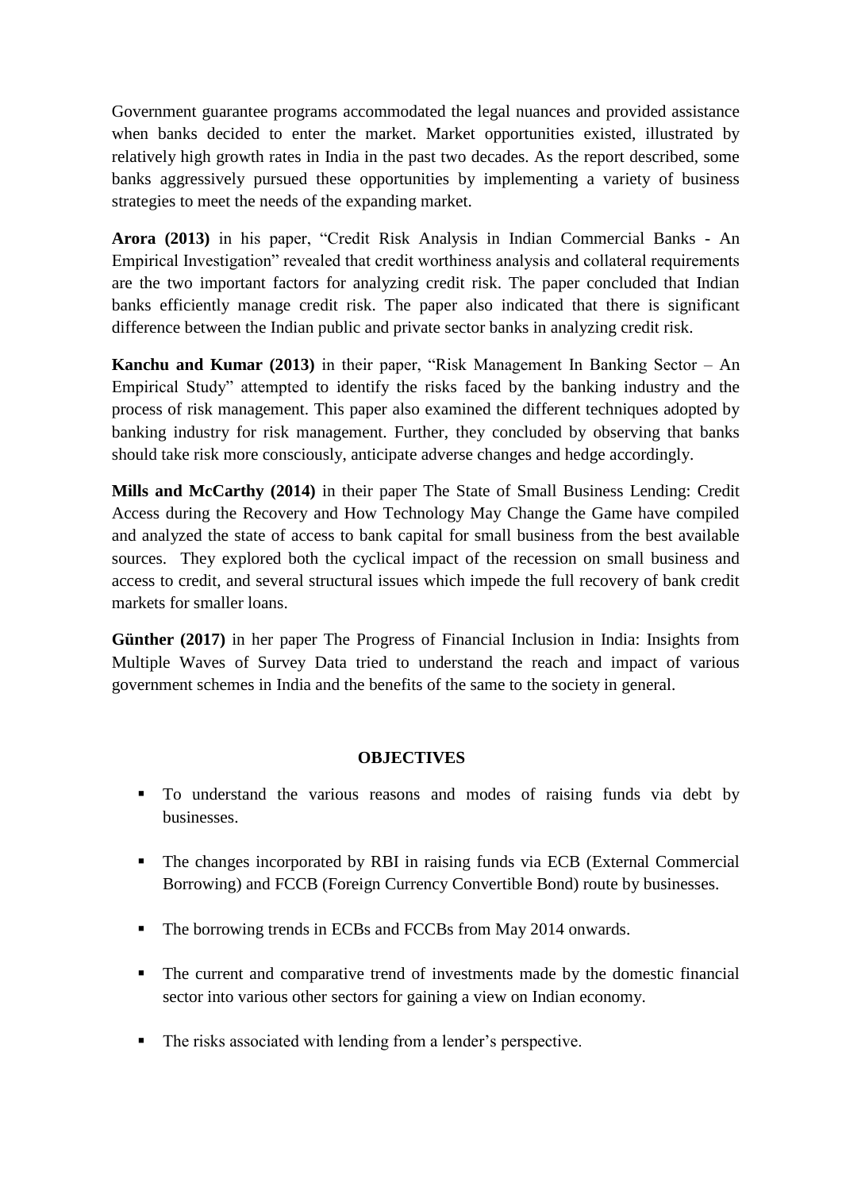Government guarantee programs accommodated the legal nuances and provided assistance when banks decided to enter the market. Market opportunities existed, illustrated by relatively high growth rates in India in the past two decades. As the report described, some banks aggressively pursued these opportunities by implementing a variety of business strategies to meet the needs of the expanding market.

**Arora (2013)** in his paper, "Credit Risk Analysis in Indian Commercial Banks - An Empirical Investigation" revealed that credit worthiness analysis and collateral requirements are the two important factors for analyzing credit risk. The paper concluded that Indian banks efficiently manage credit risk. The paper also indicated that there is significant difference between the Indian public and private sector banks in analyzing credit risk.

**Kanchu and Kumar (2013)** in their paper, "Risk Management In Banking Sector – An Empirical Study" attempted to identify the risks faced by the banking industry and the process of risk management. This paper also examined the different techniques adopted by banking industry for risk management. Further, they concluded by observing that banks should take risk more consciously, anticipate adverse changes and hedge accordingly.

**Mills and McCarthy (2014)** in their paper The State of Small Business Lending: Credit Access during the Recovery and How Technology May Change the Game have compiled and analyzed the state of access to bank capital for small business from the best available sources. They explored both the cyclical impact of the recession on small business and access to credit, and several structural issues which impede the full recovery of bank credit markets for smaller loans.

**Günther (2017)** in her paper The Progress of Financial Inclusion in India: Insights from Multiple Waves of Survey Data tried to understand the reach and impact of various government schemes in India and the benefits of the same to the society in general.

## OBJECTIVES

- To understand the various reasons and modes of raising funds via debt by businesses.
- The changes incorporated by RBI in raising funds via ECB (External Commercial Borrowing) and FCCB (Foreign Currency Convertible Bond) route by businesses.
- The borrowing trends in ECBs and FCCBs from May 2014 onwards.
- The current and comparative trend of investments made by the domestic financial sector into various other sectors for gaining a view on Indian economy.
- The risks associated with lending from a lender's perspective.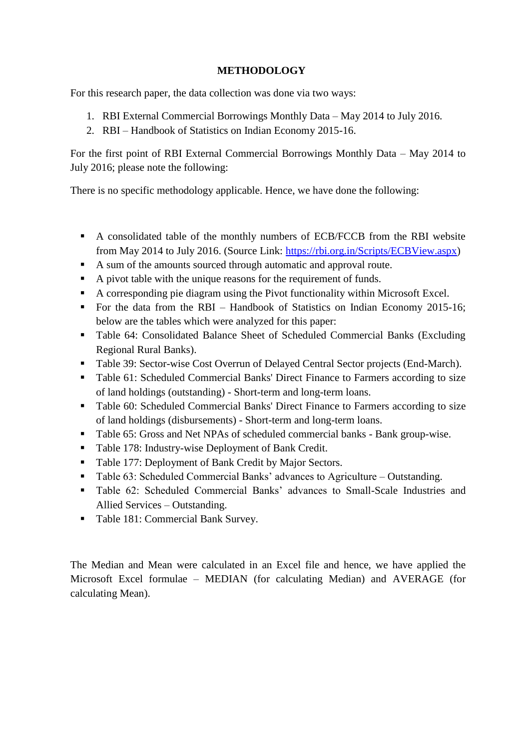**METHODOLOGY**

For this research paper, the data collection was done via two ways:

1. RBI External Commercial Borrowings Monthly Data – May 2014 to July 2016.
2. RBI – Handbook of Statistics on Indian Economy 2015-16.

For the first point of RBI External Commercial Borrowings Monthly Data – May 2014 to July 2016; please note the following:

There is no specific methodology applicable. Hence, we have done the following:

- A consolidated table of the monthly numbers of ECB/FCCB from the RBI website from May 2014 to July 2016. (Source Link: https://rbi.org.in/Scripts/ECBView.aspx)
- A sum of the amounts sourced through automatic and approval route.
- A pivot table with the unique reasons for the requirement of funds.
- A corresponding pie diagram using the Pivot functionality within Microsoft Excel.
- For the data from the RBI – Handbook of Statistics on Indian Economy 2015-16; below are the tables which were analyzed for this paper:
- Table 64: Consolidated Balance Sheet of Scheduled Commercial Banks (Excluding Regional Rural Banks).
- Table 39: Sector-wise Cost Overrun of Delayed Central Sector projects (End-March).
- Table 61: Scheduled Commercial Banks' Direct Finance to Farmers according to size of land holdings (outstanding) - Short-term and long-term loans.
- Table 60: Scheduled Commercial Banks' Direct Finance to Farmers according to size of land holdings (disbursements) - Short-term and long-term loans.
- Table 65: Gross and Net NPAs of scheduled commercial banks - Bank group-wise.
- Table 178: Industry-wise Deployment of Bank Credit.
- Table 177: Deployment of Bank Credit by Major Sectors.
- Table 63: Scheduled Commercial Banks' advances to Agriculture – Outstanding.
- Table 62: Scheduled Commercial Banks' advances to Small-Scale Industries and Allied Services – Outstanding.
- Table 181: Commercial Bank Survey.

The Median and Mean were calculated in an Excel file and hence, we have applied the Microsoft Excel formulae – MEDIAN (for calculating Median) and AVERAGE (for calculating Mean).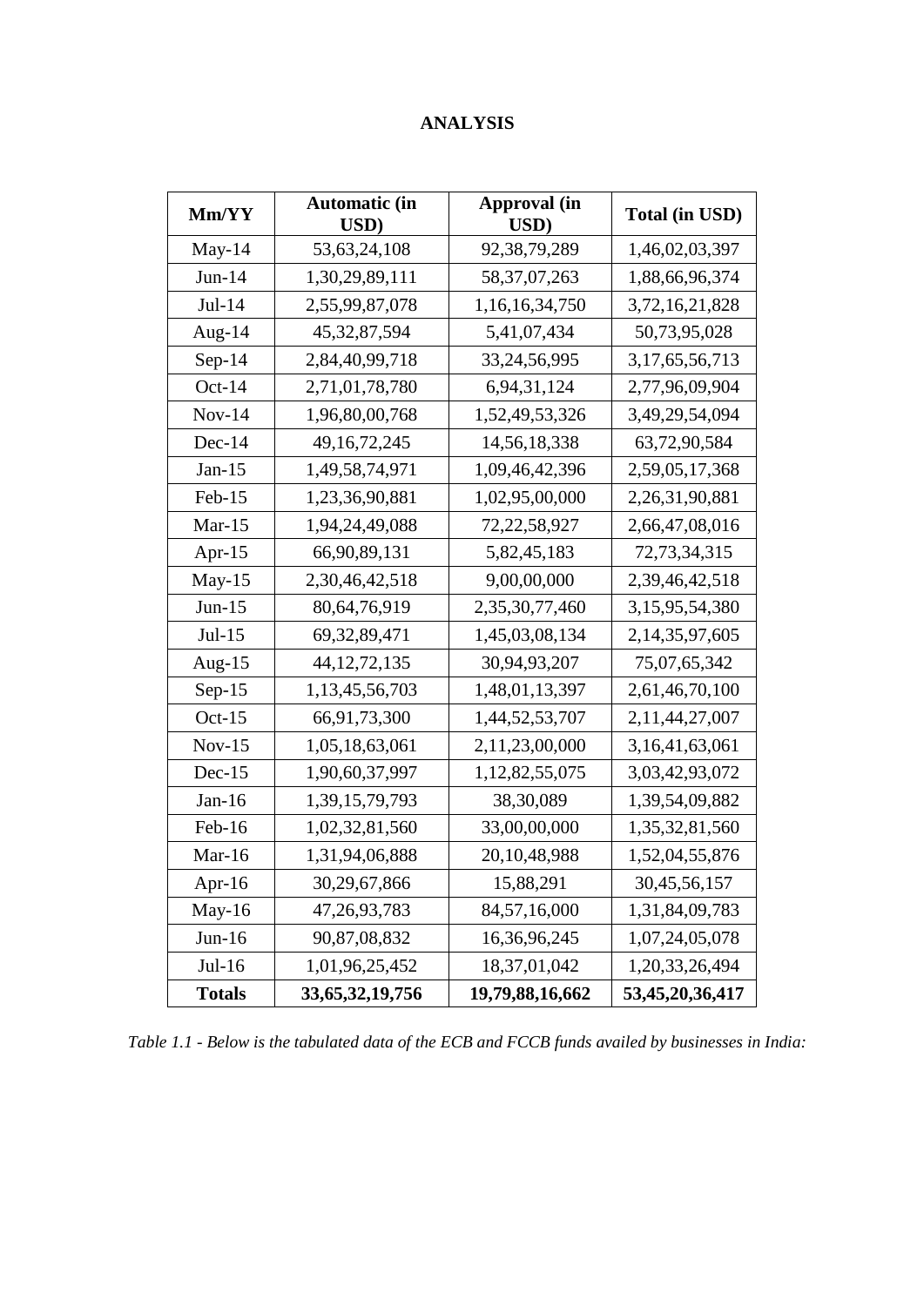# ANALYSIS

| Mm/YY | Automatic (in USD) | Approval (in USD) | Total (in USD) |
|---|---|---|---|
| May-14 | 53,63,24,108 | 92,38,79,289 | 1,46,02,03,397 |
| Jun-14 | 1,30,29,89,111 | 58,37,07,263 | 1,88,66,96,374 |
| Jul-14 | 2,55,99,87,078 | 1,16,16,34,750 | 3,72,16,21,828 |
| Aug-14 | 45,32,87,594 | 5,41,07,434 | 50,73,95,028 |
| Sep-14 | 2,84,40,99,718 | 33,24,56,995 | 3,17,65,56,713 |
| Oct-14 | 2,71,01,78,780 | 6,94,31,124 | 2,77,96,09,904 |
| Nov-14 | 1,96,80,00,768 | 1,52,49,53,326 | 3,49,29,54,094 |
| Dec-14 | 49,16,72,245 | 14,56,18,338 | 63,72,90,584 |
| Jan-15 | 1,49,58,74,971 | 1,09,46,42,396 | 2,59,05,17,368 |
| Feb-15 | 1,23,36,90,881 | 1,02,95,00,000 | 2,26,31,90,881 |
| Mar-15 | 1,94,24,49,088 | 72,22,58,927 | 2,66,47,08,016 |
| Apr-15 | 66,90,89,131 | 5,82,45,183 | 72,73,34,315 |
| May-15 | 2,30,46,42,518 | 9,00,00,000 | 2,39,46,42,518 |
| Jun-15 | 80,64,76,919 | 2,35,30,77,460 | 3,15,95,54,380 |
| Jul-15 | 69,32,89,471 | 1,45,03,08,134 | 2,14,35,97,605 |
| Aug-15 | 44,12,72,135 | 30,94,93,207 | 75,07,65,342 |
| Sep-15 | 1,13,45,56,703 | 1,48,01,13,397 | 2,61,46,70,100 |
| Oct-15 | 66,91,73,300 | 1,44,52,53,707 | 2,11,44,27,007 |
| Nov-15 | 1,05,18,63,061 | 2,11,23,00,000 | 3,16,41,63,061 |
| Dec-15 | 1,90,60,37,997 | 1,12,82,55,075 | 3,03,42,93,072 |
| Jan-16 | 1,39,15,79,793 | 38,30,089 | 1,39,54,09,882 |
| Feb-16 | 1,02,32,81,560 | 33,00,00,000 | 1,35,32,81,560 |
| Mar-16 | 1,31,94,06,888 | 20,10,48,988 | 1,52,04,55,876 |
| Apr-16 | 30,29,67,866 | 15,88,291 | 30,45,56,157 |
| May-16 | 47,26,93,783 | 84,57,16,000 | 1,31,84,09,783 |
| Jun-16 | 90,87,08,832 | 16,36,96,245 | 1,07,24,05,078 |
| Jul-16 | 1,01,96,25,452 | 18,37,01,042 | 1,20,33,26,494 |
| **Totals** | **33,65,32,19,756** | **19,79,88,16,662** | **53,45,20,36,417** |

*Table 1.1 - Below is the tabulated data of the ECB and FCCB funds availed by businesses in India:*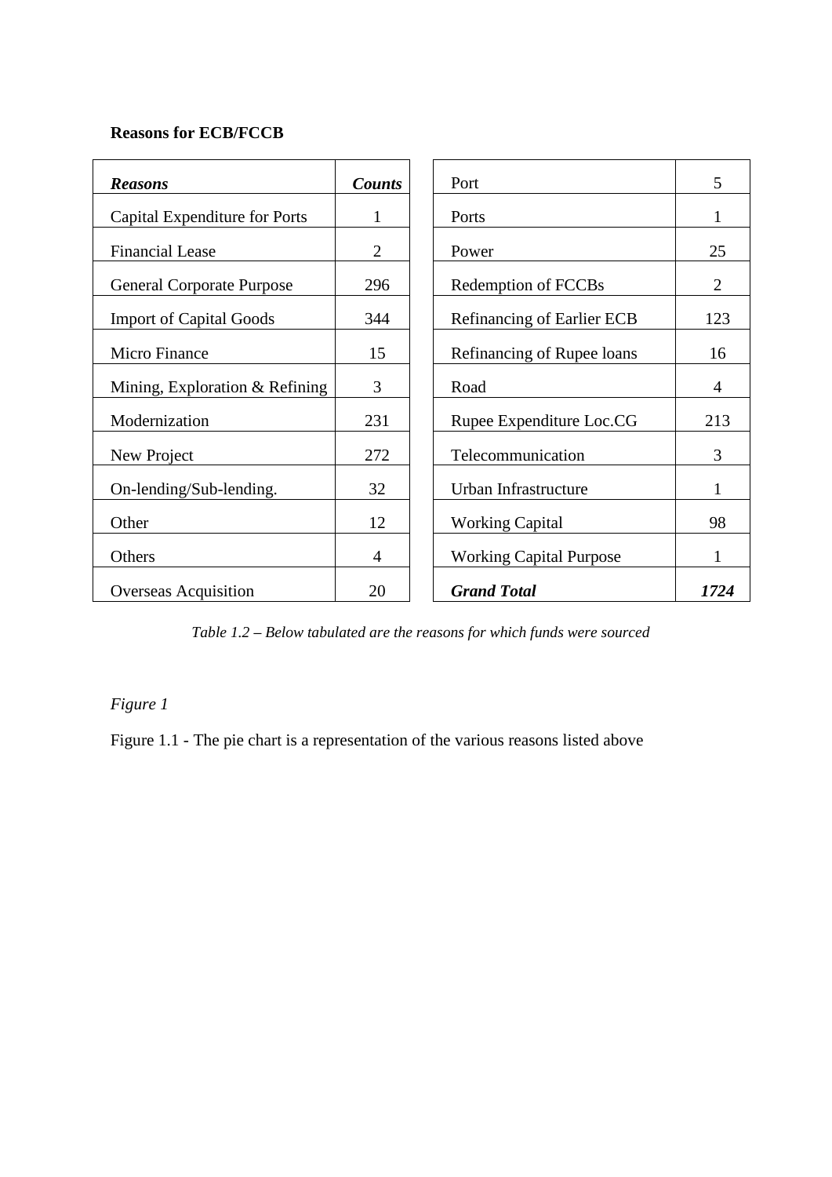**Reasons for ECB/FCCB**

| ***Reasons*** | ***Counts*** |
|---|---|
| Capital Expenditure for Ports | 1 |
| Financial Lease | 2 |
| General Corporate Purpose | 296 |
| Import of Capital Goods | 344 |
| Micro Finance | 15 |
| Mining, Exploration & Refining | 3 |
| Modernization | 231 |
| New Project | 272 |
| On-lending/Sub-lending. | 32 |
| Other | 12 |
| Others | 4 |
| Overseas Acquisition | 20 |
| Port | 5 |
| Ports | 1 |
| Power | 25 |
| Redemption of FCCBs | 2 |
| Refinancing of Earlier ECB | 123 |
| Refinancing of Rupee loans | 16 |
| Road | 4 |
| Rupee Expenditure Loc.CG | 213 |
| Telecommunication | 3 |
| Urban Infrastructure | 1 |
| Working Capital | 98 |
| Working Capital Purpose | 1 |
| ***Grand Total*** | ***1724*** |

*Table 1.2 – Below tabulated are the reasons for which funds were sourced*

*Figure 1*

Figure 1.1 - The pie chart is a representation of the various reasons listed above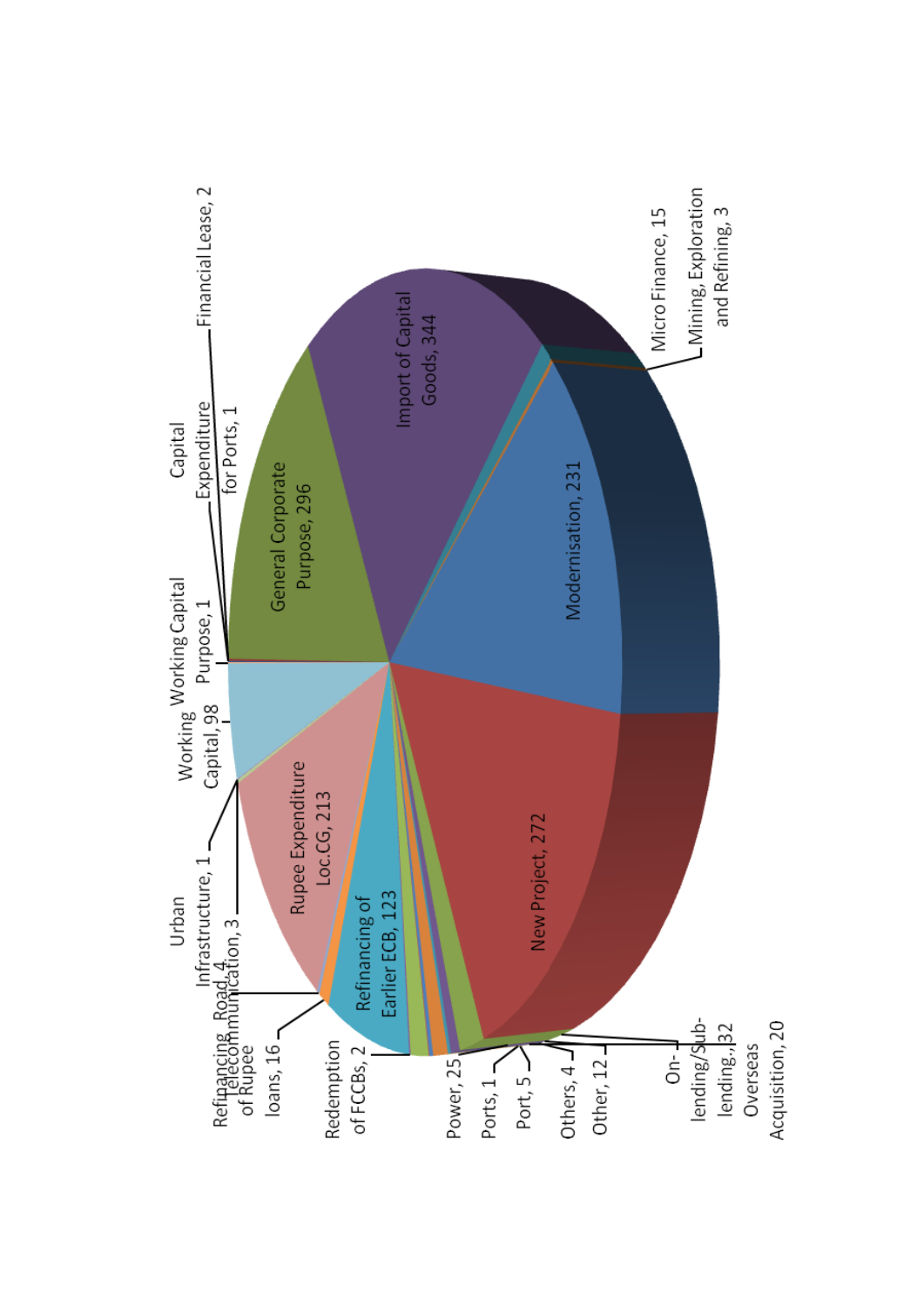Financial Lease, 2

Capital Expenditure for Ports, 1

Working Capital Purpose, 1

Working Capital, 98

Urban Infrastructure, 1

Telecommunication, 3

Road, 4

Refinancing of Rupee loans, 16

Redemption of FCCBs, 2

Power, 25

Ports, 1

Port, 5

Others, 4

Other, 12

On-lending/Sub-lending., 32

Overseas Acquisition, 20

Micro Finance, 15

Mining, Exploration and Refining, 3

Import of Capital Goods, 344

General Corporate Purpose, 296

Modernisation, 231

Rupee Expenditure Loc.CG, 213

Refinancing of Earlier ECB, 123

New Project, 272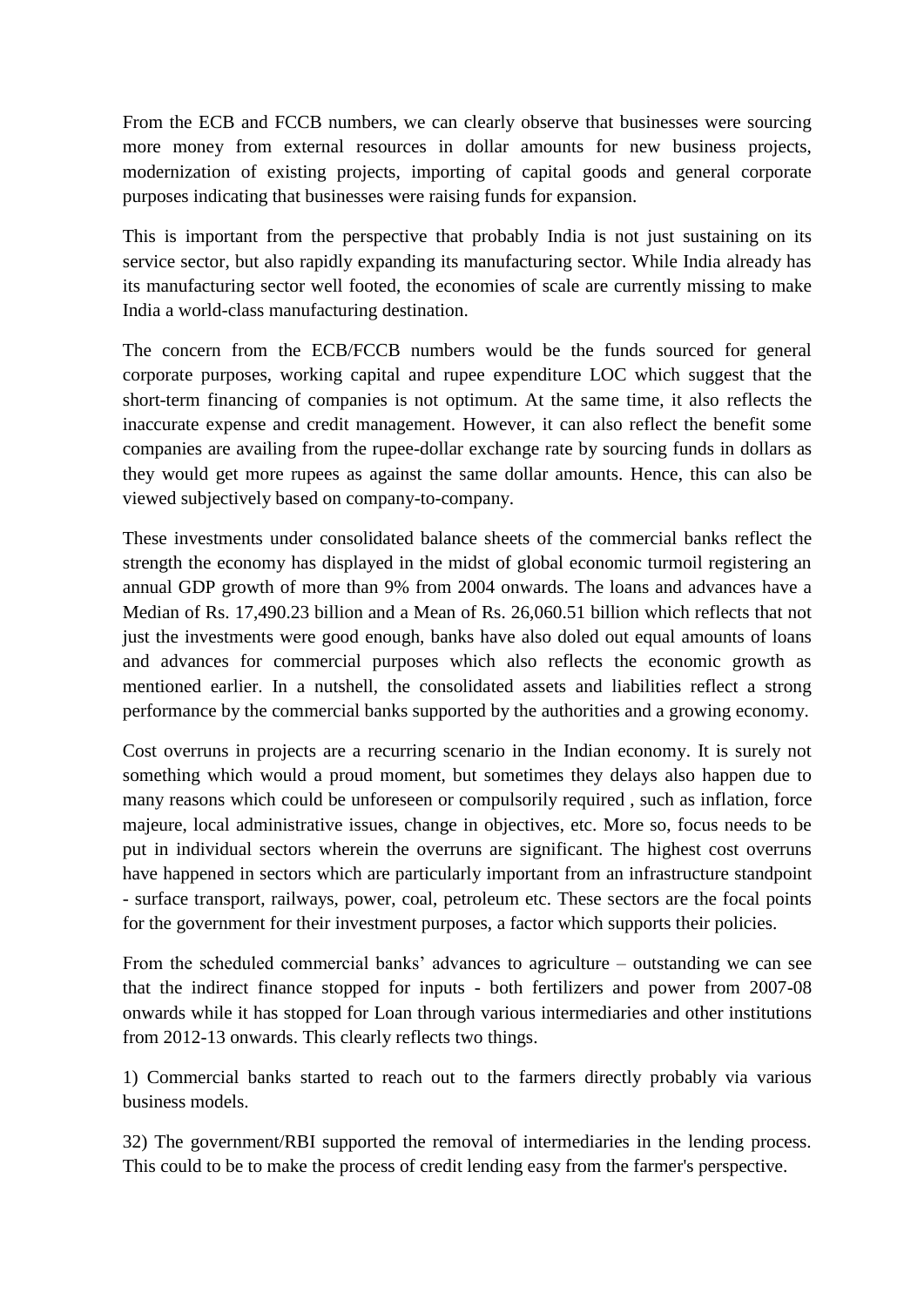From the ECB and FCCB numbers, we can clearly observe that businesses were sourcing more money from external resources in dollar amounts for new business projects, modernization of existing projects, importing of capital goods and general corporate purposes indicating that businesses were raising funds for expansion.

This is important from the perspective that probably India is not just sustaining on its service sector, but also rapidly expanding its manufacturing sector. While India already has its manufacturing sector well footed, the economies of scale are currently missing to make India a world-class manufacturing destination.

The concern from the ECB/FCCB numbers would be the funds sourced for general corporate purposes, working capital and rupee expenditure LOC which suggest that the short-term financing of companies is not optimum. At the same time, it also reflects the inaccurate expense and credit management. However, it can also reflect the benefit some companies are availing from the rupee-dollar exchange rate by sourcing funds in dollars as they would get more rupees as against the same dollar amounts. Hence, this can also be viewed subjectively based on company-to-company.

These investments under consolidated balance sheets of the commercial banks reflect the strength the economy has displayed in the midst of global economic turmoil registering an annual GDP growth of more than 9% from 2004 onwards. The loans and advances have a Median of Rs. 17,490.23 billion and a Mean of Rs. 26,060.51 billion which reflects that not just the investments were good enough, banks have also doled out equal amounts of loans and advances for commercial purposes which also reflects the economic growth as mentioned earlier. In a nutshell, the consolidated assets and liabilities reflect a strong performance by the commercial banks supported by the authorities and a growing economy.

Cost overruns in projects are a recurring scenario in the Indian economy. It is surely not something which would a proud moment, but sometimes they delays also happen due to many reasons which could be unforeseen or compulsorily required , such as inflation, force majeure, local administrative issues, change in objectives, etc. More so, focus needs to be put in individual sectors wherein the overruns are significant. The highest cost overruns have happened in sectors which are particularly important from an infrastructure standpoint - surface transport, railways, power, coal, petroleum etc. These sectors are the focal points for the government for their investment purposes, a factor which supports their policies.

From the scheduled commercial banks' advances to agriculture – outstanding we can see that the indirect finance stopped for inputs - both fertilizers and power from 2007-08 onwards while it has stopped for Loan through various intermediaries and other institutions from 2012-13 onwards. This clearly reflects two things.

1) Commercial banks started to reach out to the farmers directly probably via various business models.

32) The government/RBI supported the removal of intermediaries in the lending process. This could to be to make the process of credit lending easy from the farmer's perspective.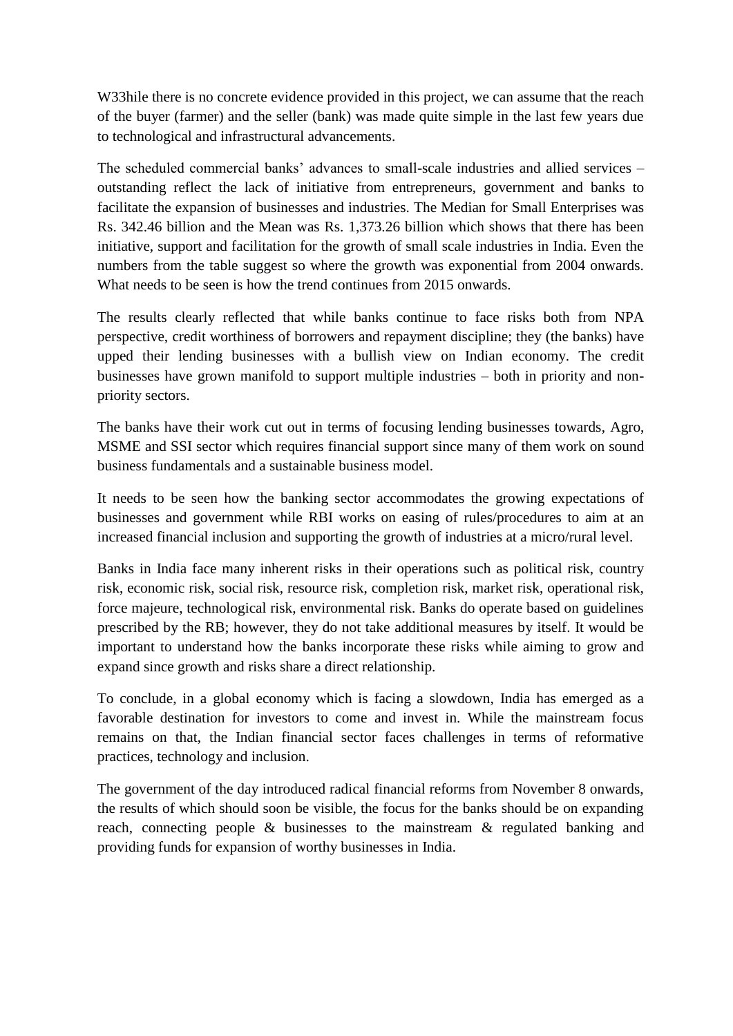W33hile there is no concrete evidence provided in this project, we can assume that the reach of the buyer (farmer) and the seller (bank) was made quite simple in the last few years due to technological and infrastructural advancements.

The scheduled commercial banks' advances to small-scale industries and allied services – outstanding reflect the lack of initiative from entrepreneurs, government and banks to facilitate the expansion of businesses and industries. The Median for Small Enterprises was Rs. 342.46 billion and the Mean was Rs. 1,373.26 billion which shows that there has been initiative, support and facilitation for the growth of small scale industries in India. Even the numbers from the table suggest so where the growth was exponential from 2004 onwards. What needs to be seen is how the trend continues from 2015 onwards.

The results clearly reflected that while banks continue to face risks both from NPA perspective, credit worthiness of borrowers and repayment discipline; they (the banks) have upped their lending businesses with a bullish view on Indian economy. The credit businesses have grown manifold to support multiple industries – both in priority and non-priority sectors.

The banks have their work cut out in terms of focusing lending businesses towards, Agro, MSME and SSI sector which requires financial support since many of them work on sound business fundamentals and a sustainable business model.

It needs to be seen how the banking sector accommodates the growing expectations of businesses and government while RBI works on easing of rules/procedures to aim at an increased financial inclusion and supporting the growth of industries at a micro/rural level.

Banks in India face many inherent risks in their operations such as political risk, country risk, economic risk, social risk, resource risk, completion risk, market risk, operational risk, force majeure, technological risk, environmental risk. Banks do operate based on guidelines prescribed by the RB; however, they do not take additional measures by itself. It would be important to understand how the banks incorporate these risks while aiming to grow and expand since growth and risks share a direct relationship.

To conclude, in a global economy which is facing a slowdown, India has emerged as a favorable destination for investors to come and invest in. While the mainstream focus remains on that, the Indian financial sector faces challenges in terms of reformative practices, technology and inclusion.

The government of the day introduced radical financial reforms from November 8 onwards, the results of which should soon be visible, the focus for the banks should be on expanding reach, connecting people & businesses to the mainstream & regulated banking and providing funds for expansion of worthy businesses in India.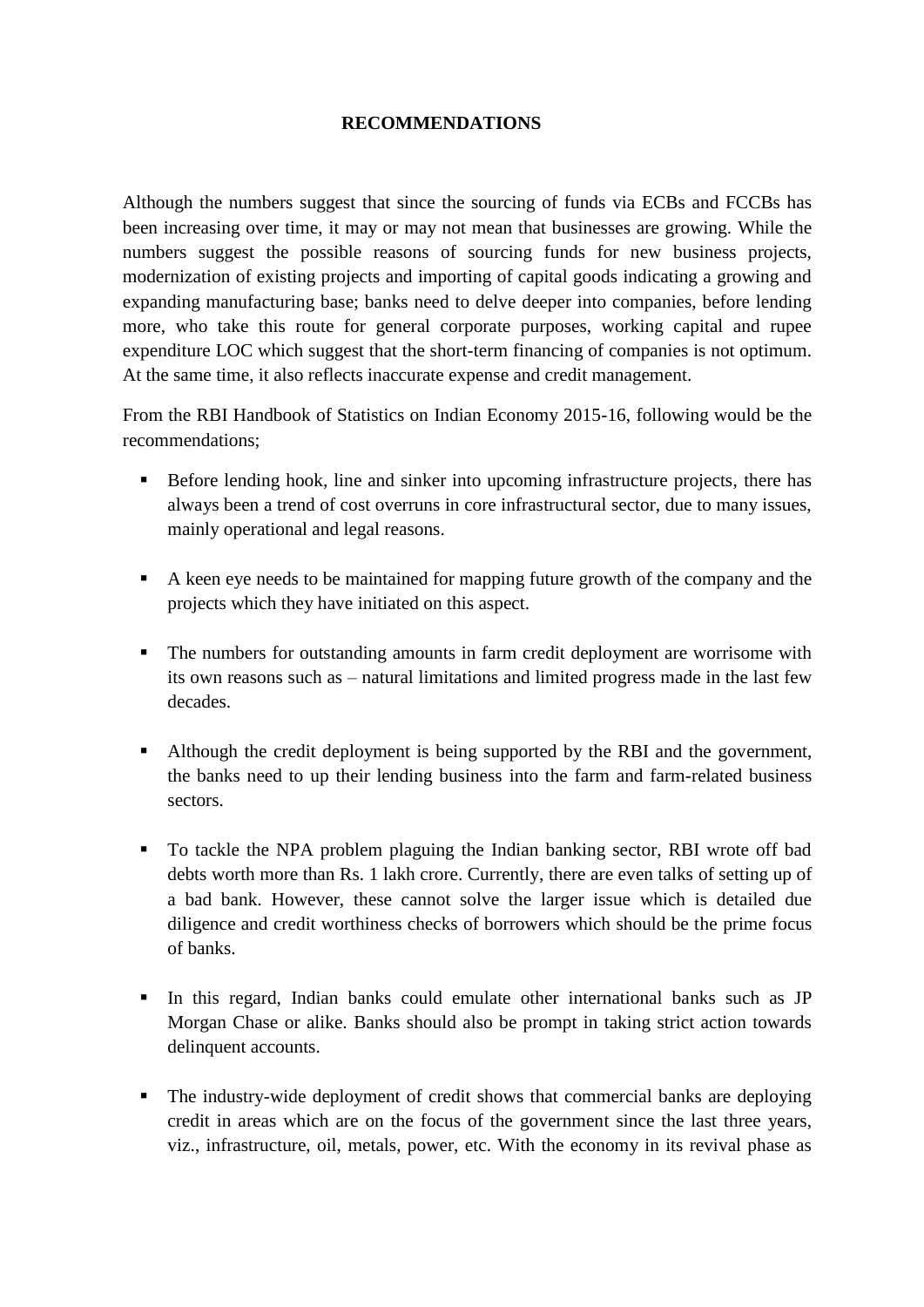## RECOMMENDATIONS

Although the numbers suggest that since the sourcing of funds via ECBs and FCCBs has been increasing over time, it may or may not mean that businesses are growing. While the numbers suggest the possible reasons of sourcing funds for new business projects, modernization of existing projects and importing of capital goods indicating a growing and expanding manufacturing base; banks need to delve deeper into companies, before lending more, who take this route for general corporate purposes, working capital and rupee expenditure LOC which suggest that the short-term financing of companies is not optimum. At the same time, it also reflects inaccurate expense and credit management.

From the RBI Handbook of Statistics on Indian Economy 2015-16, following would be the recommendations;

- Before lending hook, line and sinker into upcoming infrastructure projects, there has always been a trend of cost overruns in core infrastructural sector, due to many issues, mainly operational and legal reasons.

- A keen eye needs to be maintained for mapping future growth of the company and the projects which they have initiated on this aspect.

- The numbers for outstanding amounts in farm credit deployment are worrisome with its own reasons such as – natural limitations and limited progress made in the last few decades.

- Although the credit deployment is being supported by the RBI and the government, the banks need to up their lending business into the farm and farm-related business sectors.

- To tackle the NPA problem plaguing the Indian banking sector, RBI wrote off bad debts worth more than Rs. 1 lakh crore. Currently, there are even talks of setting up of a bad bank. However, these cannot solve the larger issue which is detailed due diligence and credit worthiness checks of borrowers which should be the prime focus of banks.

- In this regard, Indian banks could emulate other international banks such as JP Morgan Chase or alike. Banks should also be prompt in taking strict action towards delinquent accounts.

- The industry-wide deployment of credit shows that commercial banks are deploying credit in areas which are on the focus of the government since the last three years, viz., infrastructure, oil, metals, power, etc. With the economy in its revival phase as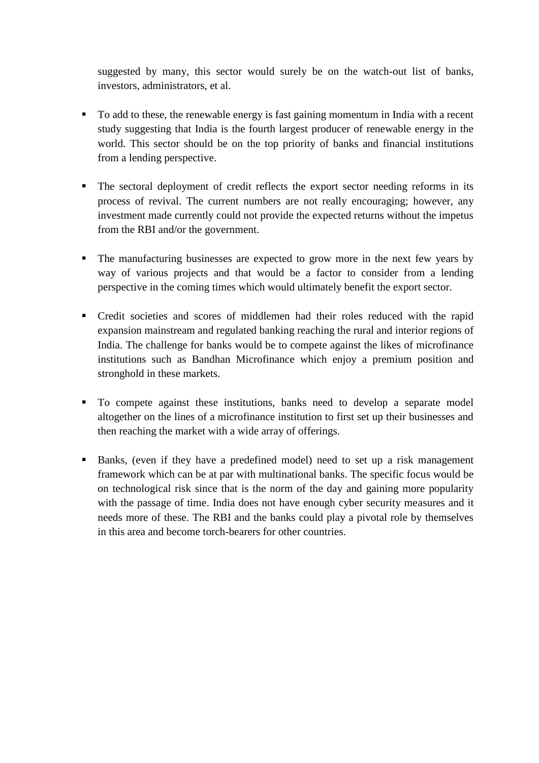suggested by many, this sector would surely be on the watch-out list of banks, investors, administrators, et al.

- To add to these, the renewable energy is fast gaining momentum in India with a recent study suggesting that India is the fourth largest producer of renewable energy in the world. This sector should be on the top priority of banks and financial institutions from a lending perspective.

- The sectoral deployment of credit reflects the export sector needing reforms in its process of revival. The current numbers are not really encouraging; however, any investment made currently could not provide the expected returns without the impetus from the RBI and/or the government.

- The manufacturing businesses are expected to grow more in the next few years by way of various projects and that would be a factor to consider from a lending perspective in the coming times which would ultimately benefit the export sector.

- Credit societies and scores of middlemen had their roles reduced with the rapid expansion mainstream and regulated banking reaching the rural and interior regions of India. The challenge for banks would be to compete against the likes of microfinance institutions such as Bandhan Microfinance which enjoy a premium position and stronghold in these markets.

- To compete against these institutions, banks need to develop a separate model altogether on the lines of a microfinance institution to first set up their businesses and then reaching the market with a wide array of offerings.

- Banks, (even if they have a predefined model) need to set up a risk management framework which can be at par with multinational banks. The specific focus would be on technological risk since that is the norm of the day and gaining more popularity with the passage of time. India does not have enough cyber security measures and it needs more of these. The RBI and the banks could play a pivotal role by themselves in this area and become torch-bearers for other countries.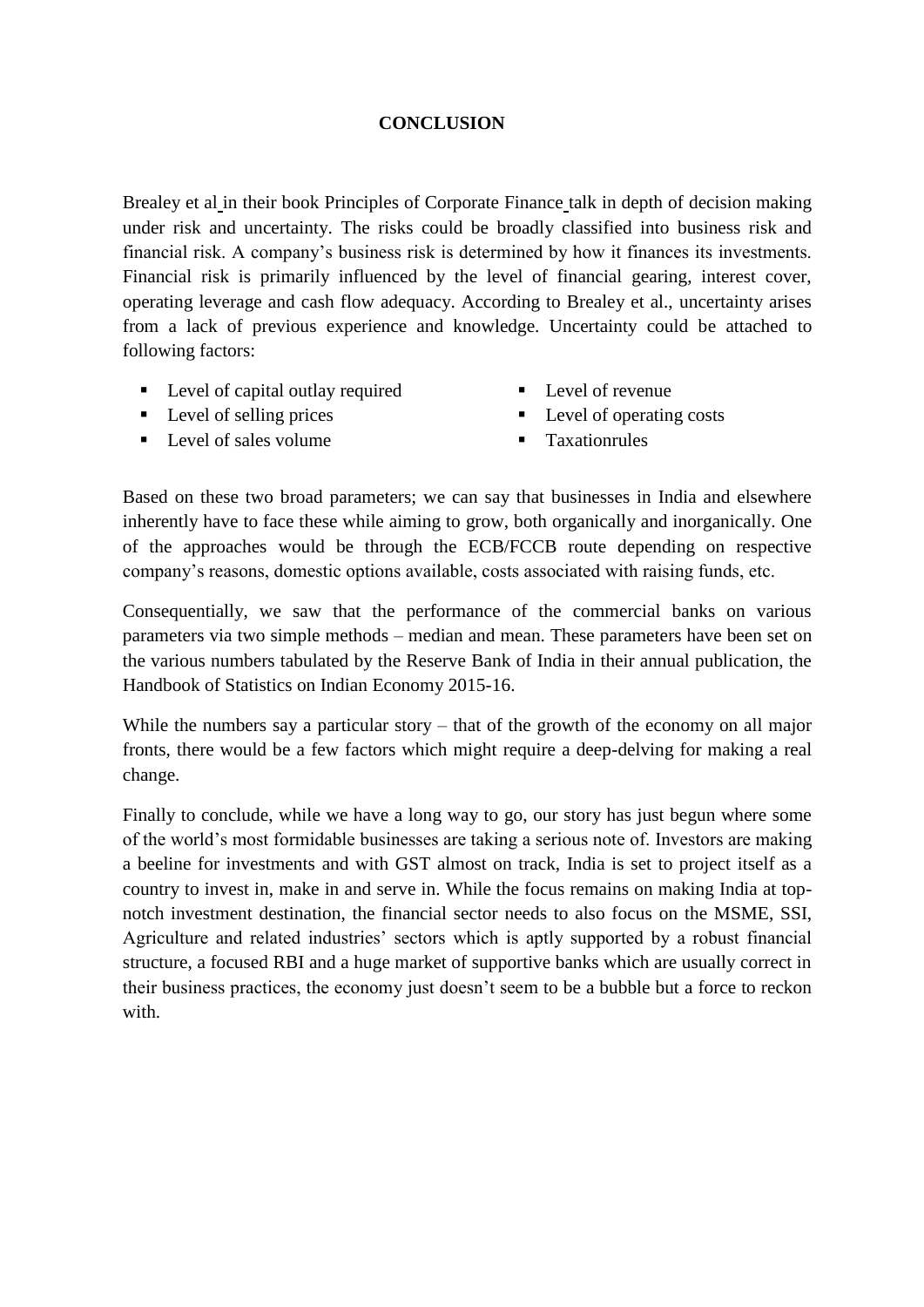# CONCLUSION

Brealey et al in their book Principles of Corporate Finance talk in depth of decision making under risk and uncertainty. The risks could be broadly classified into business risk and financial risk. A company's business risk is determined by how it finances its investments. Financial risk is primarily influenced by the level of financial gearing, interest cover, operating leverage and cash flow adequacy. According to Brealey et al., uncertainty arises from a lack of previous experience and knowledge. Uncertainty could be attached to following factors:

- Level of capital outlay required
- Level of selling prices
- Level of sales volume
- Level of revenue
- Level of operating costs
- Taxationrules

Based on these two broad parameters; we can say that businesses in India and elsewhere inherently have to face these while aiming to grow, both organically and inorganically. One of the approaches would be through the ECB/FCCB route depending on respective company's reasons, domestic options available, costs associated with raising funds, etc.

Consequentially, we saw that the performance of the commercial banks on various parameters via two simple methods – median and mean. These parameters have been set on the various numbers tabulated by the Reserve Bank of India in their annual publication, the Handbook of Statistics on Indian Economy 2015-16.

While the numbers say a particular story – that of the growth of the economy on all major fronts, there would be a few factors which might require a deep-delving for making a real change.

Finally to conclude, while we have a long way to go, our story has just begun where some of the world's most formidable businesses are taking a serious note of. Investors are making a beeline for investments and with GST almost on track, India is set to project itself as a country to invest in, make in and serve in. While the focus remains on making India at top-notch investment destination, the financial sector needs to also focus on the MSME, SSI, Agriculture and related industries' sectors which is aptly supported by a robust financial structure, a focused RBI and a huge market of supportive banks which are usually correct in their business practices, the economy just doesn't seem to be a bubble but a force to reckon with.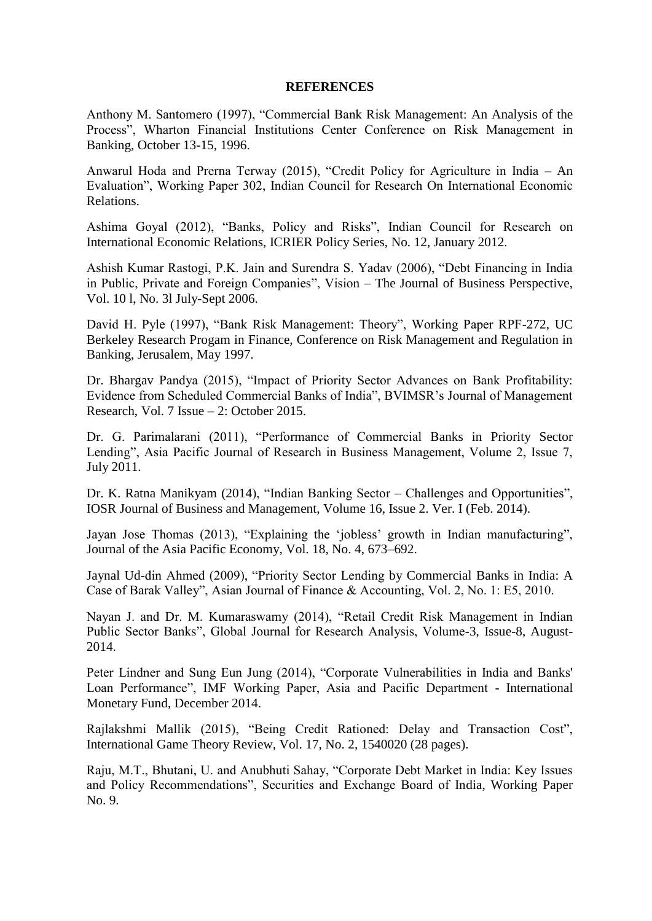**REFERENCES**

Anthony M. Santomero (1997), "Commercial Bank Risk Management: An Analysis of the Process", Wharton Financial Institutions Center Conference on Risk Management in Banking, October 13-15, 1996.

Anwarul Hoda and Prerna Terway (2015), "Credit Policy for Agriculture in India – An Evaluation", Working Paper 302, Indian Council for Research On International Economic Relations.

Ashima Goyal (2012), "Banks, Policy and Risks", Indian Council for Research on International Economic Relations, ICRIER Policy Series, No. 12, January 2012.

Ashish Kumar Rastogi, P.K. Jain and Surendra S. Yadav (2006), "Debt Financing in India in Public, Private and Foreign Companies", Vision – The Journal of Business Perspective, Vol. 10 l, No. 3l July-Sept 2006.

David H. Pyle (1997), "Bank Risk Management: Theory", Working Paper RPF-272, UC Berkeley Research Progam in Finance, Conference on Risk Management and Regulation in Banking, Jerusalem, May 1997.

Dr. Bhargav Pandya (2015), "Impact of Priority Sector Advances on Bank Profitability: Evidence from Scheduled Commercial Banks of India", BVIMSR's Journal of Management Research, Vol. 7 Issue – 2: October 2015.

Dr. G. Parimalarani (2011), "Performance of Commercial Banks in Priority Sector Lending", Asia Pacific Journal of Research in Business Management, Volume 2, Issue 7, July 2011.

Dr. K. Ratna Manikyam (2014), "Indian Banking Sector – Challenges and Opportunities", IOSR Journal of Business and Management, Volume 16, Issue 2. Ver. I (Feb. 2014).

Jayan Jose Thomas (2013), "Explaining the 'jobless' growth in Indian manufacturing", Journal of the Asia Pacific Economy, Vol. 18, No. 4, 673–692.

Jaynal Ud-din Ahmed (2009), "Priority Sector Lending by Commercial Banks in India: A Case of Barak Valley", Asian Journal of Finance & Accounting, Vol. 2, No. 1: E5, 2010.

Nayan J. and Dr. M. Kumaraswamy (2014), "Retail Credit Risk Management in Indian Public Sector Banks", Global Journal for Research Analysis, Volume-3, Issue-8, August-2014.

Peter Lindner and Sung Eun Jung (2014), "Corporate Vulnerabilities in India and Banks' Loan Performance", IMF Working Paper, Asia and Pacific Department - International Monetary Fund, December 2014.

Rajlakshmi Mallik (2015), "Being Credit Rationed: Delay and Transaction Cost", International Game Theory Review, Vol. 17, No. 2, 1540020 (28 pages).

Raju, M.T., Bhutani, U. and Anubhuti Sahay, "Corporate Debt Market in India: Key Issues and Policy Recommendations", Securities and Exchange Board of India, Working Paper No. 9.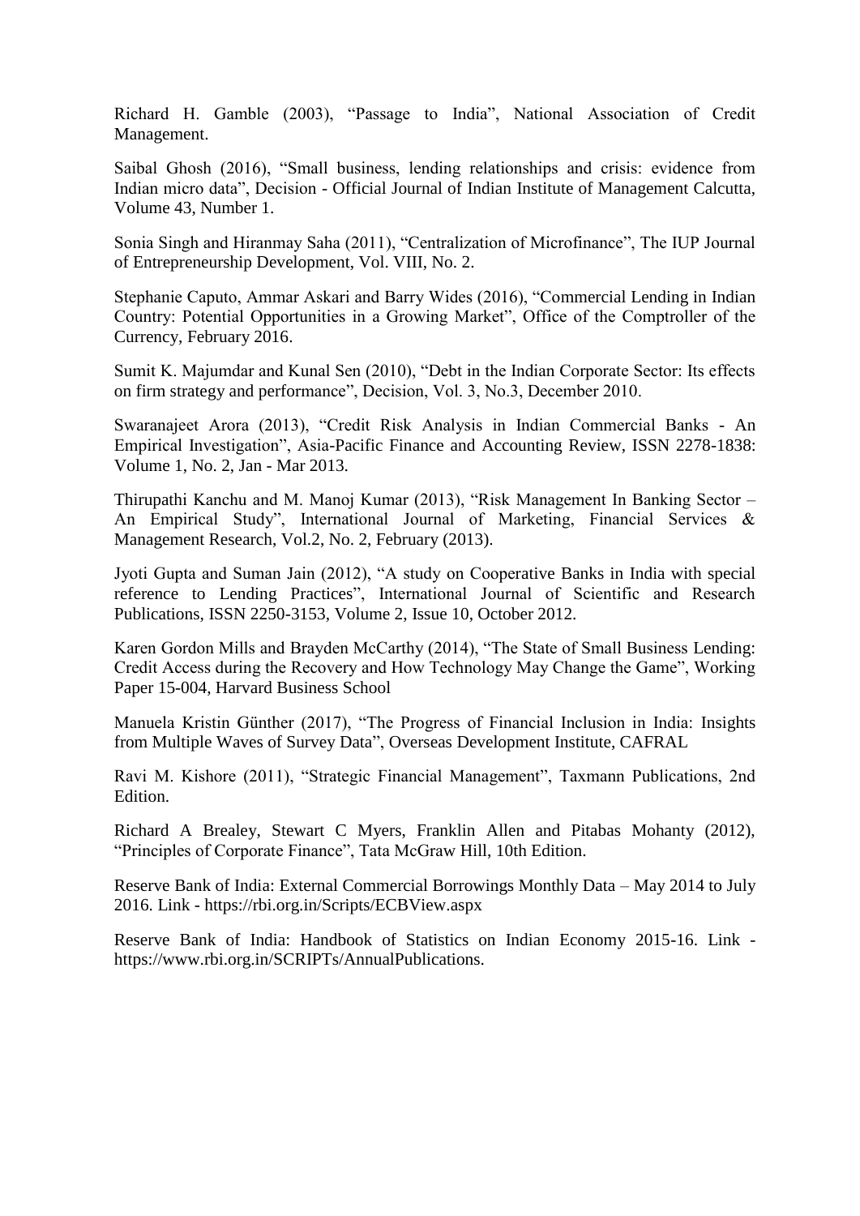Richard H. Gamble (2003), “Passage to India”, National Association of Credit Management.

Saibal Ghosh (2016), “Small business, lending relationships and crisis: evidence from Indian micro data”, Decision - Official Journal of Indian Institute of Management Calcutta, Volume 43, Number 1.

Sonia Singh and Hiranmay Saha (2011), “Centralization of Microfinance”, The IUP Journal of Entrepreneurship Development, Vol. VIII, No. 2.

Stephanie Caputo, Ammar Askari and Barry Wides (2016), “Commercial Lending in Indian Country: Potential Opportunities in a Growing Market”, Office of the Comptroller of the Currency, February 2016.

Sumit K. Majumdar and Kunal Sen (2010), “Debt in the Indian Corporate Sector: Its effects on firm strategy and performance”, Decision, Vol. 3, No.3, December 2010.

Swaranajeet Arora (2013), “Credit Risk Analysis in Indian Commercial Banks - An Empirical Investigation”, Asia-Pacific Finance and Accounting Review, ISSN 2278-1838: Volume 1, No. 2, Jan - Mar 2013.

Thirupathi Kanchu and M. Manoj Kumar (2013), “Risk Management In Banking Sector – An Empirical Study”, International Journal of Marketing, Financial Services & Management Research, Vol.2, No. 2, February (2013).

Jyoti Gupta and Suman Jain (2012), “A study on Cooperative Banks in India with special reference to Lending Practices”, International Journal of Scientific and Research Publications, ISSN 2250-3153, Volume 2, Issue 10, October 2012.

Karen Gordon Mills and Brayden McCarthy (2014), “The State of Small Business Lending: Credit Access during the Recovery and How Technology May Change the Game”, Working Paper 15-004, Harvard Business School

Manuela Kristin Günther (2017), “The Progress of Financial Inclusion in India: Insights from Multiple Waves of Survey Data”, Overseas Development Institute, CAFRAL

Ravi M. Kishore (2011), “Strategic Financial Management”, Taxmann Publications, 2nd Edition.

Richard A Brealey, Stewart C Myers, Franklin Allen and Pitabas Mohanty (2012), “Principles of Corporate Finance”, Tata McGraw Hill, 10th Edition.

Reserve Bank of India: External Commercial Borrowings Monthly Data – May 2014 to July 2016. Link - https://rbi.org.in/Scripts/ECBView.aspx

Reserve Bank of India: Handbook of Statistics on Indian Economy 2015-16. Link - https://www.rbi.org.in/SCRIPTs/AnnualPublications.